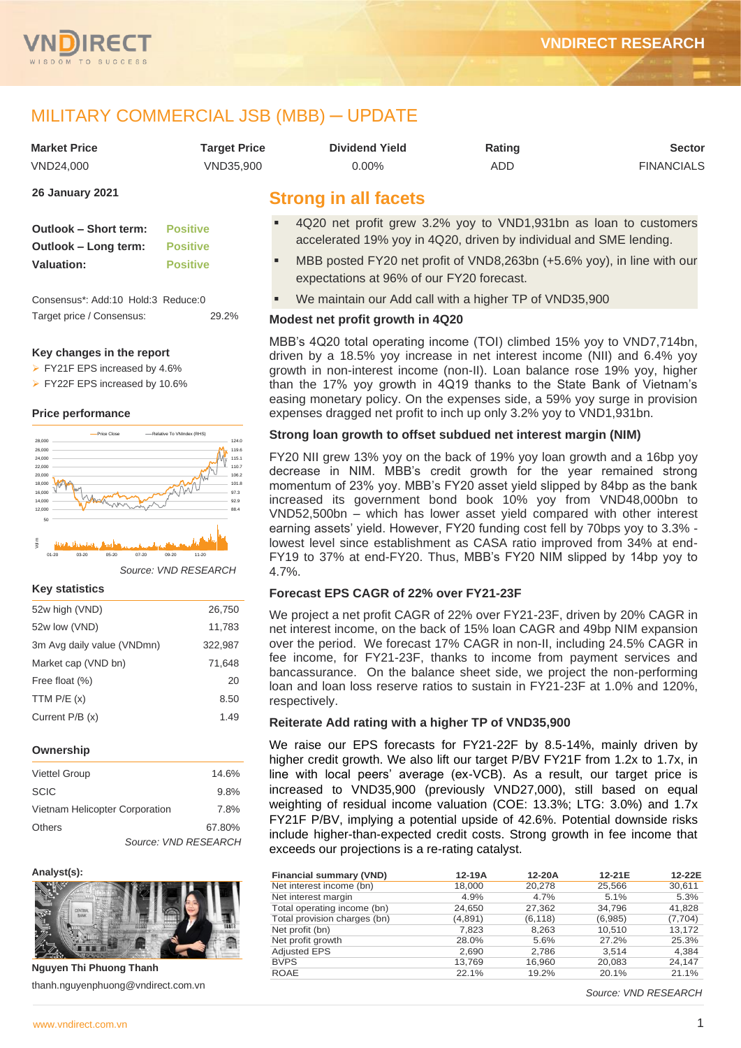# MILITARY COMMERCIAL JSB (MBB) ─ UPDATE

| Market Price | Target Price | Dividend Yield | Rating | Sector |
|---|---|---|---|---|
| VND24,000 | VND35,900 | 0.00% | ADD | FINANCIALS |

**26 January 2021**

| | |
|---|---|
| **Outlook – Short term:** | Positive |
| **Outlook – Long term:** | Positive |
| **Valuation:** | Positive |

Consensus*: Add:10 Hold:3 Reduce:0

Target price / Consensus: 29.2%

**Key changes in the report**

- FY21F EPS increased by 4.6%
- FY22F EPS increased by 10.6%

**Price performance**

Source: VND RESEARCH

**Key statistics**

| | |
|---|---|
| 52w high (VND) | 26,750 |
| 52w low (VND) | 11,783 |
| 3m Avg daily value (VNDmn) | 322,987 |
| Market cap (VND bn) | 71,648 |
| Free float (%) | 20 |
| TTM P/E (x) | 8.50 |
| Current P/B (x) | 1.49 |

**Ownership**

| | |
|---|---|
| Viettel Group | 14.6% |
| SCIC | 9.8% |
| Vietnam Helicopter Corporation | 7.8% |
| Others | 67.80% |

Source: VND RESEARCH

**Analyst(s):**

**Nguyen Thi Phuong Thanh**

thanh.nguyenphuong@vndirect.com.vn

## Strong in all facets

- 4Q20 net profit grew 3.2% yoy to VND1,931bn as loan to customers accelerated 19% yoy in 4Q20, driven by individual and SME lending.
- MBB posted FY20 net profit of VND8,263bn (+5.6% yoy), in line with our expectations at 96% of our FY20 forecast.
- We maintain our Add call with a higher TP of VND35,900

### Modest net profit growth in 4Q20

MBB's 4Q20 total operating income (TOI) climbed 15% yoy to VND7,714bn, driven by a 18.5% yoy increase in net interest income (NII) and 6.4% yoy growth in non-interest income (non-II). Loan balance rose 19% yoy, higher than the 17% yoy growth in 4Q19 thanks to the State Bank of Vietnam's easing monetary policy. On the expenses side, a 59% yoy surge in provision expenses dragged net profit to inch up only 3.2% yoy to VND1,931bn.

### Strong loan growth to offset subdued net interest margin (NIM)

FY20 NII grew 13% yoy on the back of 19% yoy loan growth and a 16bp yoy decrease in NIM. MBB's credit growth for the year remained strong momentum of 23% yoy. MBB's FY20 asset yield slipped by 84bp as the bank increased its government bond book 10% yoy from VND48,000bn to VND52,500bn – which has lower asset yield compared with other interest earning assets' yield. However, FY20 funding cost fell by 70bps yoy to 3.3% - lowest level since establishment as CASA ratio improved from 34% at end-FY19 to 37% at end-FY20. Thus, MBB's FY20 NIM slipped by 14bp yoy to 4.7%.

### Forecast EPS CAGR of 22% over FY21-23F

We project a net profit CAGR of 22% over FY21-23F, driven by 20% CAGR in net interest income, on the back of 15% loan CAGR and 49bp NIM expansion over the period. We forecast 17% CAGR in non-II, including 24.5% CAGR in fee income, for FY21-23F, thanks to income from payment services and bancassurance. On the balance sheet side, we project the non-performing loan and loan loss reserve ratios to sustain in FY21-23F at 1.0% and 120%, respectively.

### Reiterate Add rating with a higher TP of VND35,900

We raise our EPS forecasts for FY21-22F by 8.5-14%, mainly driven by higher credit growth. We also lift our target P/BV FY21F from 1.2x to 1.7x, in line with local peers' average (ex-VCB). As a result, our target price is increased to VND35,900 (previously VND27,000), still based on equal weighting of residual income valuation (COE: 13.3%; LTG: 3.0%) and 1.7x FY21F P/BV, implying a potential upside of 42.6%. Potential downside risks include higher-than-expected credit costs. Strong growth in fee income that exceeds our projections is a re-rating catalyst.

| Financial summary (VND) | 12-19A | 12-20A | 12-21E | 12-22E |
|---|---|---|---|---|
| Net interest income (bn) | 18,000 | 20,278 | 25,566 | 30,611 |
| Net interest margin | 4.9% | 4.7% | 5.1% | 5.3% |
| Total operating income (bn) | 24,650 | 27,362 | 34,796 | 41,828 |
| Total provision charges (bn) | (4,891) | (6,118) | (6,985) | (7,704) |
| Net profit (bn) | 7,823 | 8,263 | 10,510 | 13,172 |
| Net profit growth | 28.0% | 5.6% | 27.2% | 25.3% |
| Adjusted EPS | 2,690 | 2,786 | 3,514 | 4,384 |
| BVPS | 13,769 | 16,960 | 20,083 | 24,147 |
| ROAE | 22.1% | 19.2% | 20.1% | 21.1% |

Source: VND RESEARCH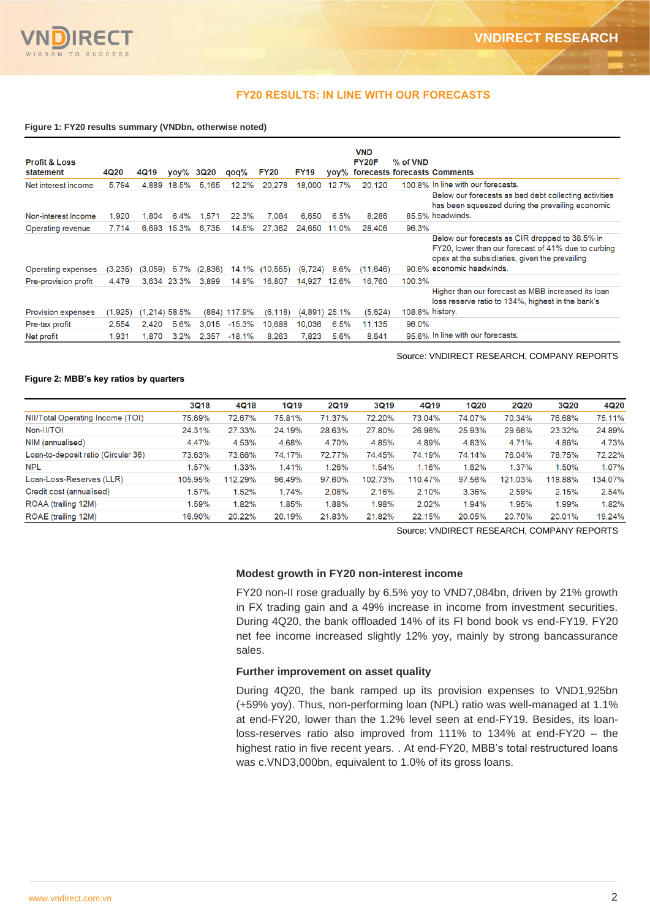## FY20 RESULTS: IN LINE WITH OUR FORECASTS

**Figure 1: FY20 results summary (VNDbn, otherwise noted)**

| Profit & Loss statement | 4Q20 | 4Q19 | yoy% | 3Q20 | qoq% | FY20 | FY19 | yoy% | VND FY20F forecasts | % of VND forecasts | Comments |
|---|---|---|---|---|---|---|---|---|---|---|---|
| Net interest income | 5,794 | 4,889 | 18.5% | 5,165 | 12.2% | 20,278 | 18,000 | 12.7% | 20,120 | 100.8% | In line with our forecasts. |
| Non-interest income | 1,920 | 1,804 | 6.4% | 1,571 | 22.3% | 7,084 | 6,650 | 6.5% | 8,286 | 85.5% | Below our forecasts as bad debt collecting activities has been squeezed during the prevailing economic headwinds. |
| Operating revenue | 7,714 | 6,693 | 15.3% | 6,735 | 14.5% | 27,362 | 24,650 | 11.0% | 28,406 | 96.3% | |
| Operating expenses | (3,235) | (3,059) | 5.7% | (2,836) | 14.1% | (10,555) | (9,724) | 8.6% | (11,646) | 90.6% | Below our forecasts as CIR dropped to 38.5% in FY20, lower than our forecast of 41% due to curbing opex at the subsidiaries, given the prevailing economic headwinds. |
| Pre-provision profit | 4,479 | 3,634 | 23.3% | 3,899 | 14.9% | 16,807 | 14,927 | 12.6% | 16,760 | 100.3% | |
| Provision expenses | (1,925) | (1,214) | 58.5% | (884) | 117.9% | (6,118) | (4,891) | 25.1% | (5,624) | 108.8% | Higher than our forecast as MBB increased its loan loss reserve ratio to 134%, highest in the bank's history. |
| Pre-tax profit | 2,554 | 2,420 | 5.6% | 3,015 | -15.3% | 10,688 | 10,036 | 6.5% | 11,135 | 96.0% | |
| Net profit | 1,931 | 1,870 | 3.2% | 2,357 | -18.1% | 8,263 | 7,823 | 5.6% | 8,641 | 95.6% | In line with our forecasts. |

Source: VNDIRECT RESEARCH, COMPANY REPORTS

**Figure 2: MBB's key ratios by quarters**

| | 3Q18 | 4Q18 | 1Q19 | 2Q19 | 3Q19 | 4Q19 | 1Q20 | 2Q20 | 3Q20 | 4Q20 |
|---|---|---|---|---|---|---|---|---|---|---|
| NII/Total Operating Income (TOI) | 75.69% | 72.67% | 75.81% | 71.37% | 72.20% | 73.04% | 74.07% | 70.34% | 76.68% | 75.11% |
| Non-II/TOI | 24.31% | 27.33% | 24.19% | 28.63% | 27.80% | 26.96% | 25.93% | 29.66% | 23.32% | 24.89% |
| NIM (annualised) | 4.47% | 4.53% | 4.68% | 4.70% | 4.85% | 4.89% | 4.83% | 4.71% | 4.86% | 4.73% |
| Loan-to-deposit ratio (Circular 36) | 73.63% | 73.66% | 74.17% | 72.77% | 74.45% | 74.19% | 74.14% | 76.04% | 78.75% | 72.22% |
| NPL | 1.57% | 1.33% | 1.41% | 1.26% | 1.54% | 1.16% | 1.62% | 1.37% | 1.50% | 1.07% |
| Loan-Loss-Reserves (LLR) | 105.95% | 112.29% | 96.49% | 97.60% | 102.73% | 110.47% | 97.56% | 121.03% | 118.88% | 134.07% |
| Credit cost (annualised) | 1.57% | 1.52% | 1.74% | 2.08% | 2.16% | 2.10% | 3.36% | 2.59% | 2.15% | 2.54% |
| ROAA (trailing 12M) | 1.59% | 1.82% | 1.85% | 1.88% | 1.98% | 2.02% | 1.94% | 1.95% | 1.99% | 1.82% |
| ROAE (trailing 12M) | 16.90% | 20.22% | 20.19% | 21.83% | 21.82% | 22.15% | 20.05% | 20.70% | 20.01% | 19.24% |

Source: VNDIRECT RESEARCH, COMPANY REPORTS

### Modest growth in FY20 non-interest income

FY20 non-II rose gradually by 6.5% yoy to VND7,084bn, driven by 21% growth in FX trading gain and a 49% increase in income from investment securities. During 4Q20, the bank offloaded 14% of its FI bond book vs end-FY19. FY20 net fee income increased slightly 12% yoy, mainly by strong bancassurance sales.

### Further improvement on asset quality

During 4Q20, the bank ramped up its provision expenses to VND1,925bn (+59% yoy). Thus, non-performing loan (NPL) ratio was well-managed at 1.1% at end-FY20, lower than the 1.2% level seen at end-FY19. Besides, its loan-loss-reserves ratio also improved from 111% to 134% at end-FY20 – the highest ratio in five recent years. . At end-FY20, MBB's total restructured loans was c.VND3,000bn, equivalent to 1.0% of its gross loans.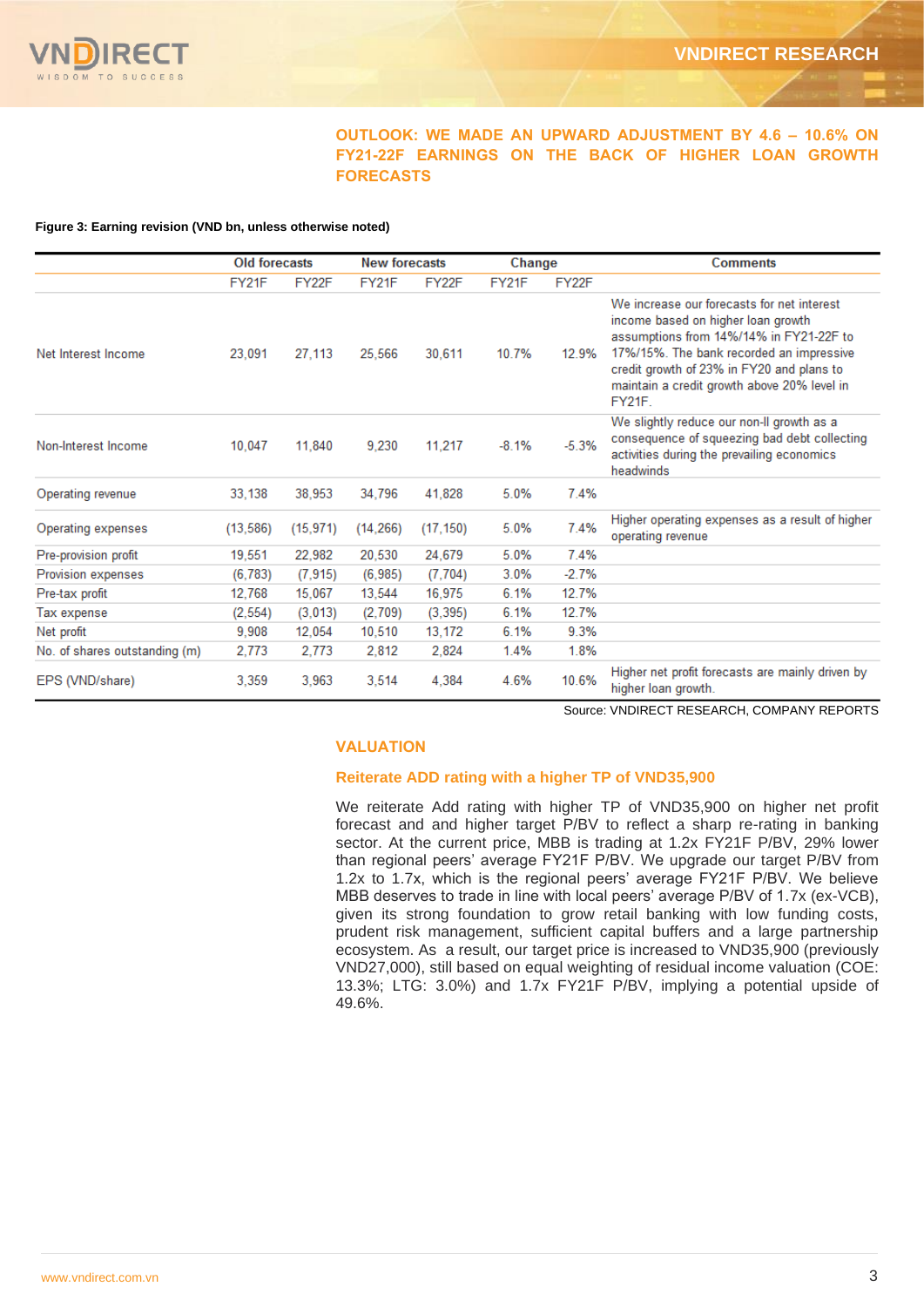## OUTLOOK: WE MADE AN UPWARD ADJUSTMENT BY 4.6 – 10.6% ON FY21-22F EARNINGS ON THE BACK OF HIGHER LOAN GROWTH FORECASTS

**Figure 3: Earning revision (VND bn, unless otherwise noted)**

| | Old forecasts | | New forecasts | | Change | | Comments |
|---|---|---|---|---|---|---|---|
| | FY21F | FY22F | FY21F | FY22F | FY21F | FY22F | |
| Net Interest Income | 23,091 | 27,113 | 25,566 | 30,611 | 10.7% | 12.9% | We increase our forecasts for net interest income based on higher loan growth assumptions from 14%/14% in FY21-22F to 17%/15%. The bank recorded an impressive credit growth of 23% in FY20 and plans to maintain a credit growth above 20% level in FY21F. |
| Non-Interest Income | 10,047 | 11,840 | 9,230 | 11,217 | -8.1% | -5.3% | We slightly reduce our non-II growth as a consequence of squeezing bad debt collecting activities during the prevailing economics headwinds |
| Operating revenue | 33,138 | 38,953 | 34,796 | 41,828 | 5.0% | 7.4% | |
| Operating expenses | (13,586) | (15,971) | (14,266) | (17,150) | 5.0% | 7.4% | Higher operating expenses as a result of higher operating revenue |
| Pre-provision profit | 19,551 | 22,982 | 20,530 | 24,679 | 5.0% | 7.4% | |
| Provision expenses | (6,783) | (7,915) | (6,985) | (7,704) | 3.0% | -2.7% | |
| Pre-tax profit | 12,768 | 15,067 | 13,544 | 16,975 | 6.1% | 12.7% | |
| Tax expense | (2,554) | (3,013) | (2,709) | (3,395) | 6.1% | 12.7% | |
| Net profit | 9,908 | 12,054 | 10,510 | 13,172 | 6.1% | 9.3% | |
| No. of shares outstanding (m) | 2,773 | 2,773 | 2,812 | 2,824 | 1.4% | 1.8% | |
| EPS (VND/share) | 3,359 | 3,963 | 3,514 | 4,384 | 4.6% | 10.6% | Higher net profit forecasts are mainly driven by higher loan growth. |

Source: VNDIRECT RESEARCH, COMPANY REPORTS

## VALUATION

### Reiterate ADD rating with a higher TP of VND35,900

We reiterate Add rating with higher TP of VND35,900 on higher net profit forecast and and higher target P/BV to reflect a sharp re-rating in banking sector. At the current price, MBB is trading at 1.2x FY21F P/BV, 29% lower than regional peers' average FY21F P/BV. We upgrade our target P/BV from 1.2x to 1.7x, which is the regional peers' average FY21F P/BV. We believe MBB deserves to trade in line with local peers' average P/BV of 1.7x (ex-VCB), given its strong foundation to grow retail banking with low funding costs, prudent risk management, sufficient capital buffers and a large partnership ecosystem. As a result, our target price is increased to VND35,900 (previously VND27,000), still based on equal weighting of residual income valuation (COE: 13.3%; LTG: 3.0%) and 1.7x FY21F P/BV, implying a potential upside of 49.6%.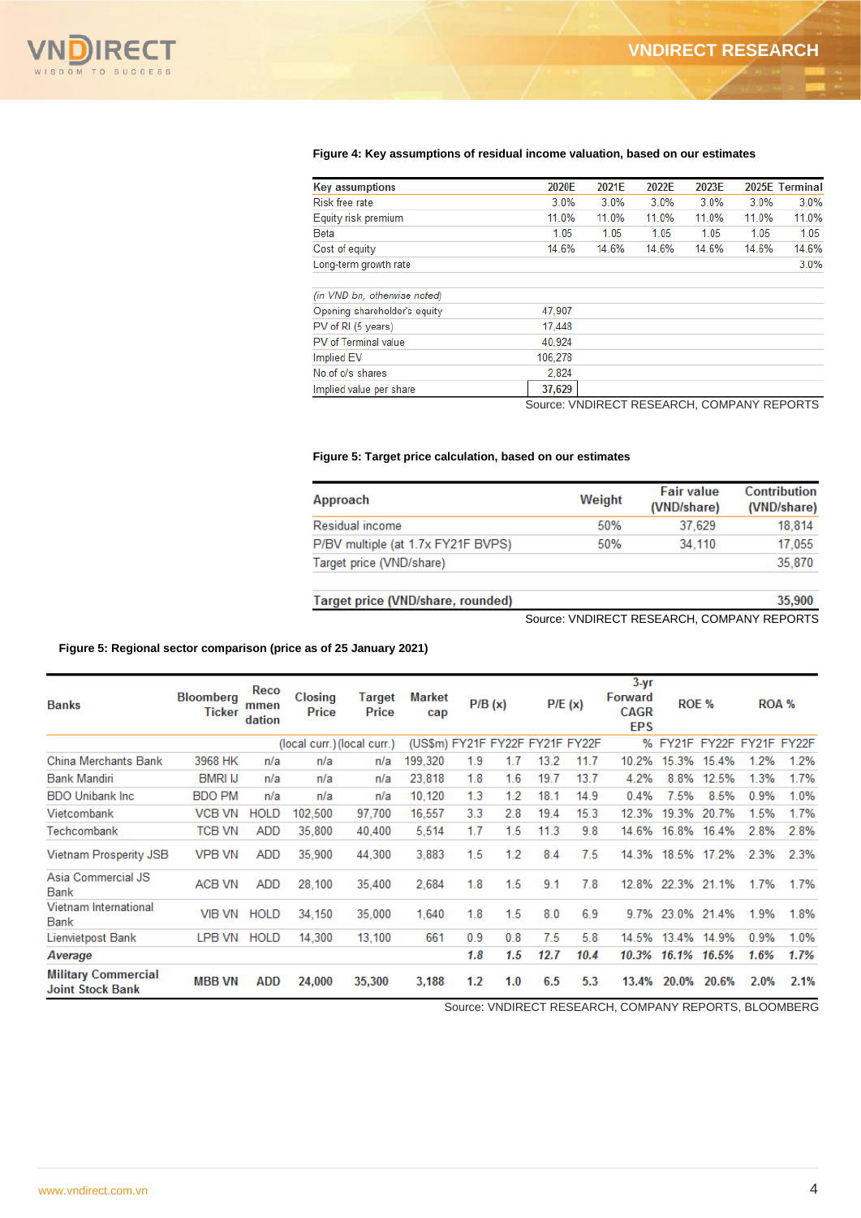**Figure 4: Key assumptions of residual income valuation, based on our estimates**

| Key assumptions | 2020E | 2021E | 2022E | 2023E | 2025E | Terminal |
|---|---|---|---|---|---|---|
| Risk free rate | 3.0% | 3.0% | 3.0% | 3.0% | 3.0% | 3.0% |
| Equity risk premium | 11.0% | 11.0% | 11.0% | 11.0% | 11.0% | 11.0% |
| Beta | 1.05 | 1.05 | 1.05 | 1.05 | 1.05 | 1.05 |
| Cost of equity | 14.6% | 14.6% | 14.6% | 14.6% | 14.6% | 14.6% |
| Long-term growth rate | | | | | | 3.0% |

| *(in VND bn, otherwise noted)* | |
|---|---|
| Opening shareholder's equity | 47,907 |
| PV of RI (5 years) | 17,448 |
| PV of Terminal value | 40,924 |
| Implied EV | 106,278 |
| No.of o/s shares | 2,824 |
| Implied value per share | 37,629 |

Source: VNDIRECT RESEARCH, COMPANY REPORTS

**Figure 5: Target price calculation, based on our estimates**

| Approach | Weight | Fair value (VND/share) | Contribution (VND/share) |
|---|---|---|---|
| Residual income | 50% | 37,629 | 18,814 |
| P/BV multiple (at 1.7x FY21F BVPS) | 50% | 34,110 | 17,055 |
| Target price (VND/share) | | | 35,870 |
| **Target price (VND/share, rounded)** | | | **35,900** |

Source: VNDIRECT RESEARCH, COMPANY REPORTS

**Figure 5: Regional sector comparison (price as of 25 January 2021)**

| Banks | Bloomberg Ticker | Recommendation | Closing Price | Target Price | Market cap | P/B (x) | | P/E (x) | | 3-yr Forward CAGR EPS | ROE % | | ROA % | |
|---|---|---|---|---|---|---|---|---|---|---|---|---|---|---|
| | | | (local curr.) | (local curr.) | (US$m) | FY21F | FY22F | FY21F | FY22F | % | FY21F | FY22F | FY21F | FY22F |
| China Merchants Bank | 3968 HK | n/a | n/a | n/a | 199,320 | 1.9 | 1.7 | 13.2 | 11.7 | 10.2% | 15.3% | 15.4% | 1.2% | 1.2% |
| Bank Mandiri | BMRI IJ | n/a | n/a | n/a | 23,818 | 1.8 | 1.6 | 19.7 | 13.7 | 4.2% | 8.8% | 12.5% | 1.3% | 1.7% |
| BDO Unibank Inc | BDO PM | n/a | n/a | n/a | 10,120 | 1.3 | 1.2 | 18.1 | 14.9 | 0.4% | 7.5% | 8.5% | 0.9% | 1.0% |
| Vietcombank | VCB VN | HOLD | 102,500 | 97,700 | 16,557 | 3.3 | 2.8 | 19.4 | 15.3 | 12.3% | 19.3% | 20.7% | 1.5% | 1.7% |
| Techcombank | TCB VN | ADD | 35,800 | 40,400 | 5,514 | 1.7 | 1.5 | 11.3 | 9.8 | 14.6% | 16.8% | 16.4% | 2.8% | 2.8% |
| Vietnam Prosperity JSB | VPB VN | ADD | 35,900 | 44,300 | 3,883 | 1.5 | 1.2 | 8.4 | 7.5 | 14.3% | 18.5% | 17.2% | 2.3% | 2.3% |
| Asia Commercial JS Bank | ACB VN | ADD | 28,100 | 35,400 | 2,684 | 1.8 | 1.5 | 9.1 | 7.8 | 12.8% | 22.3% | 21.1% | 1.7% | 1.7% |
| Vietnam International Bank | VIB VN | HOLD | 34,150 | 35,000 | 1,640 | 1.8 | 1.5 | 8.0 | 6.9 | 9.7% | 23.0% | 21.4% | 1.9% | 1.8% |
| Lienvietpost Bank | LPB VN | HOLD | 14,300 | 13,100 | 661 | 0.9 | 0.8 | 7.5 | 5.8 | 14.5% | 13.4% | 14.9% | 0.9% | 1.0% |
| ***Average*** | | | | | | ***1.8*** | ***1.5*** | ***12.7*** | ***10.4*** | ***10.3%*** | ***16.1%*** | ***16.5%*** | ***1.6%*** | ***1.7%*** |
| **Military Commercial Joint Stock Bank** | **MBB VN** | **ADD** | **24,000** | **35,300** | **3,188** | **1.2** | **1.0** | **6.5** | **5.3** | **13.4%** | **20.0%** | **20.6%** | **2.0%** | **2.1%** |

Source: VNDIRECT RESEARCH, COMPANY REPORTS, BLOOMBERG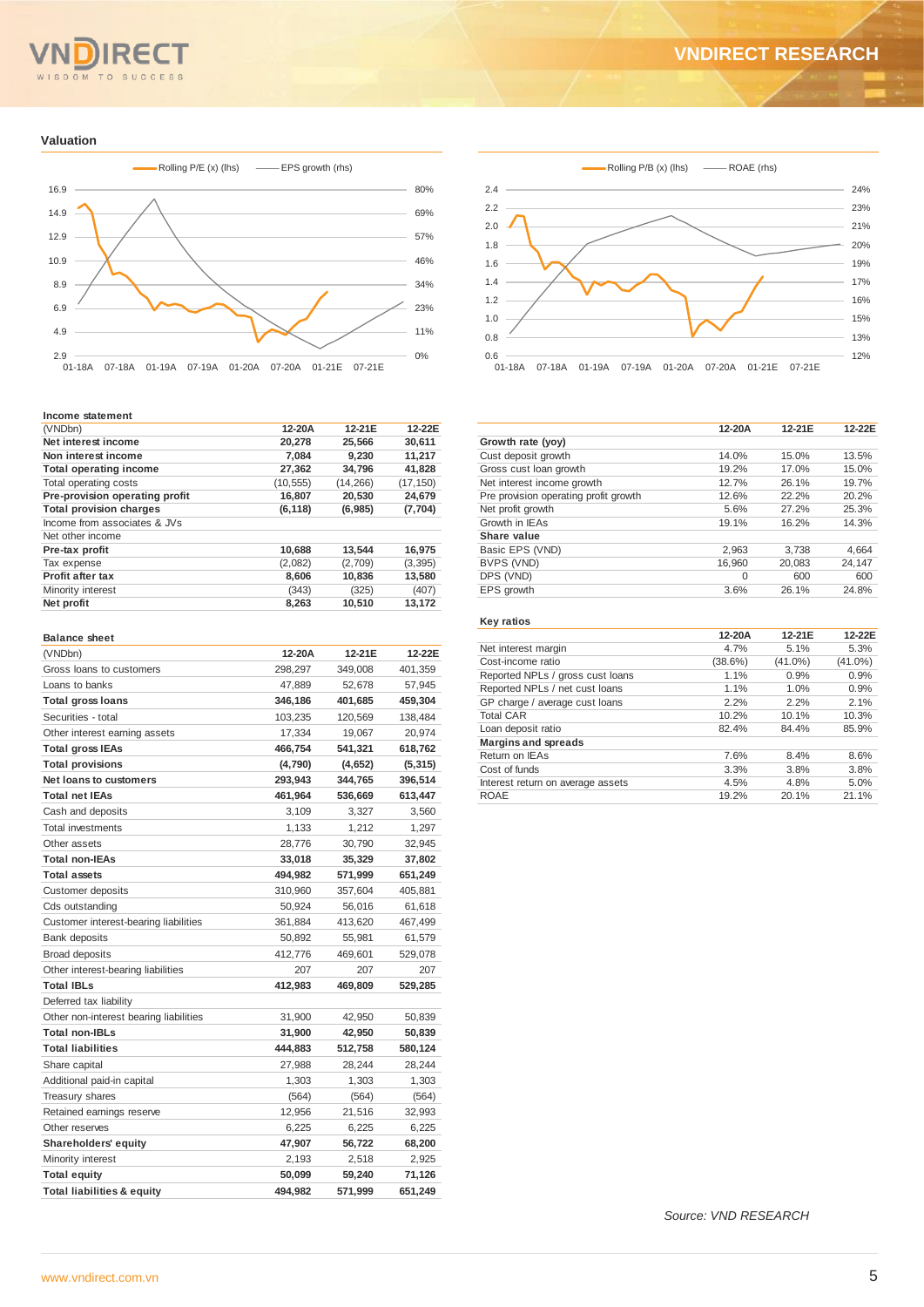## Valuation

Rolling P/E (x) (lhs) — EPS growth (rhs)

Rolling P/B (x) (lhs) — ROAE (rhs)

### Income statement

| (VNDbn) | 12-20A | 12-21E | 12-22E |
|---|---|---|---|
| **Net interest income** | **20,278** | **25,566** | **30,611** |
| **Non interest income** | **7,084** | **9,230** | **11,217** |
| **Total operating income** | **27,362** | **34,796** | **41,828** |
| Total operating costs | (10,555) | (14,266) | (17,150) |
| **Pre-provision operating profit** | **16,807** | **20,530** | **24,679** |
| **Total provision charges** | **(6,118)** | **(6,985)** | **(7,704)** |
| Income from associates & JVs | | | |
| Net other income | | | |
| **Pre-tax profit** | **10,688** | **13,544** | **16,975** |
| Tax expense | (2,082) | (2,709) | (3,395) |
| **Profit after tax** | **8,606** | **10,836** | **13,580** |
| Minority interest | (343) | (325) | (407) |
| **Net profit** | **8,263** | **10,510** | **13,172** |

| | 12-20A | 12-21E | 12-22E |
|---|---|---|---|
| **Growth rate (yoy)** | | | |
| Cust deposit growth | 14.0% | 15.0% | 13.5% |
| Gross cust loan growth | 19.2% | 17.0% | 15.0% |
| Net interest income growth | 12.7% | 26.1% | 19.7% |
| Pre provision operating profit growth | 12.6% | 22.2% | 20.2% |
| Net profit growth | 5.6% | 27.2% | 25.3% |
| Growth in IEAs | 19.1% | 16.2% | 14.3% |
| **Share value** | | | |
| Basic EPS (VND) | 2,963 | 3,738 | 4,664 |
| BVPS (VND) | 16,960 | 20,083 | 24,147 |
| DPS (VND) | 0 | 600 | 600 |
| EPS growth | 3.6% | 26.1% | 24.8% |

### Balance sheet

| (VNDbn) | 12-20A | 12-21E | 12-22E |
|---|---|---|---|
| Gross loans to customers | 298,297 | 349,008 | 401,359 |
| Loans to banks | 47,889 | 52,678 | 57,945 |
| **Total gross loans** | **346,186** | **401,685** | **459,304** |
| Securities - total | 103,235 | 120,569 | 138,484 |
| Other interest earning assets | 17,334 | 19,067 | 20,974 |
| **Total gross IEAs** | **466,754** | **541,321** | **618,762** |
| **Total provisions** | **(4,790)** | **(4,652)** | **(5,315)** |
| **Net loans to customers** | **293,943** | **344,765** | **396,514** |
| **Total net IEAs** | **461,964** | **536,669** | **613,447** |
| Cash and deposits | 3,109 | 3,327 | 3,560 |
| Total investments | 1,133 | 1,212 | 1,297 |
| Other assets | 28,776 | 30,790 | 32,945 |
| **Total non-IEAs** | **33,018** | **35,329** | **37,802** |
| **Total assets** | **494,982** | **571,999** | **651,249** |
| Customer deposits | 310,960 | 357,604 | 405,881 |
| Cds outstanding | 50,924 | 56,016 | 61,618 |
| Customer interest-bearing liabilities | 361,884 | 413,620 | 467,499 |
| Bank deposits | 50,892 | 55,981 | 61,579 |
| Broad deposits | 412,776 | 469,601 | 529,078 |
| Other interest-bearing liabilities | 207 | 207 | 207 |
| **Total IBLs** | **412,983** | **469,809** | **529,285** |
| Deferred tax liability | | | |
| Other non-interest bearing liabilities | 31,900 | 42,950 | 50,839 |
| **Total non-IBLs** | **31,900** | **42,950** | **50,839** |
| **Total liabilities** | **444,883** | **512,758** | **580,124** |
| Share capital | 27,988 | 28,244 | 28,244 |
| Additional paid-in capital | 1,303 | 1,303 | 1,303 |
| Treasury shares | (564) | (564) | (564) |
| Retained earnings reserve | 12,956 | 21,516 | 32,993 |
| Other reserves | 6,225 | 6,225 | 6,225 |
| **Shareholders' equity** | **47,907** | **56,722** | **68,200** |
| Minority interest | 2,193 | 2,518 | 2,925 |
| **Total equity** | **50,099** | **59,240** | **71,126** |
| **Total liabilities & equity** | **494,982** | **571,999** | **651,249** |

### Key ratios

| | 12-20A | 12-21E | 12-22E |
|---|---|---|---|
| Net interest margin | 4.7% | 5.1% | 5.3% |
| Cost-income ratio | (38.6%) | (41.0%) | (41.0%) |
| Reported NPLs / gross cust loans | 1.1% | 0.9% | 0.9% |
| Reported NPLs / net cust loans | 1.1% | 1.0% | 0.9% |
| GP charge / average cust loans | 2.2% | 2.2% | 2.1% |
| Total CAR | 10.2% | 10.1% | 10.3% |
| Loan deposit ratio | 82.4% | 84.4% | 85.9% |
| **Margins and spreads** | | | |
| Return on IEAs | 7.6% | 8.4% | 8.6% |
| Cost of funds | 3.3% | 3.8% | 3.8% |
| Interest return on average assets | 4.5% | 4.8% | 5.0% |
| ROAE | 19.2% | 20.1% | 21.1% |

*Source: VND RESEARCH*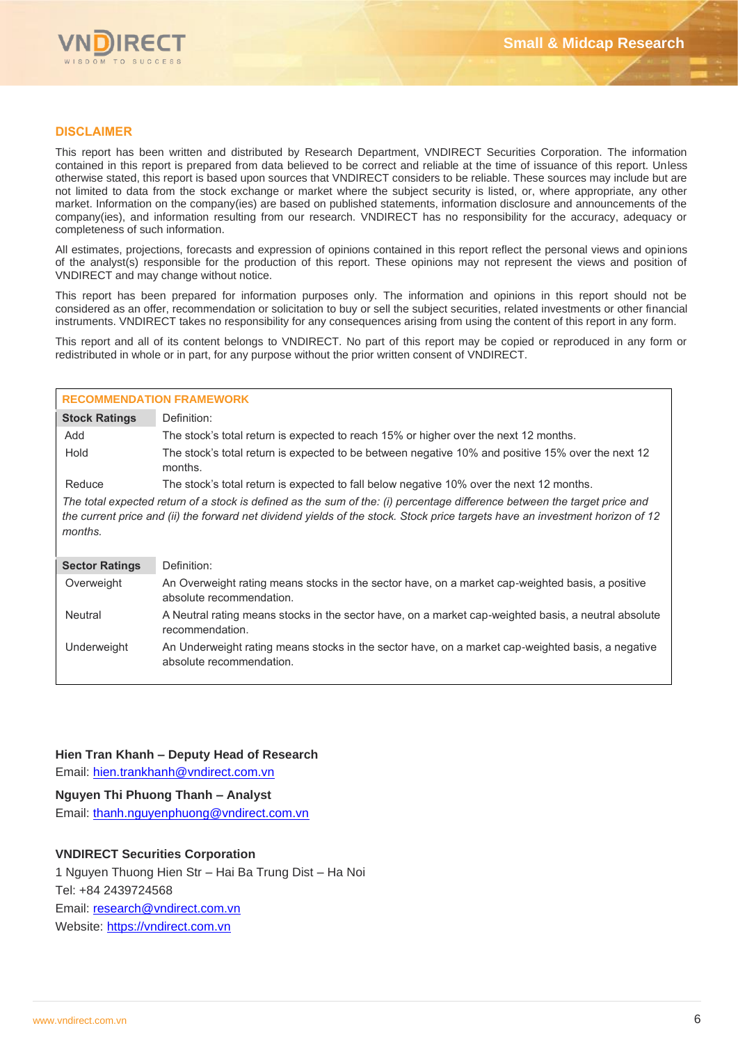## DISCLAIMER

This report has been written and distributed by Research Department, VNDIRECT Securities Corporation. The information contained in this report is prepared from data believed to be correct and reliable at the time of issuance of this report. Unless otherwise stated, this report is based upon sources that VNDIRECT considers to be reliable. These sources may include but are not limited to data from the stock exchange or market where the subject security is listed, or, where appropriate, any other market. Information on the company(ies) are based on published statements, information disclosure and announcements of the company(ies), and information resulting from our research. VNDIRECT has no responsibility for the accuracy, adequacy or completeness of such information.

All estimates, projections, forecasts and expression of opinions contained in this report reflect the personal views and opinions of the analyst(s) responsible for the production of this report. These opinions may not represent the views and position of VNDIRECT and may change without notice.

This report has been prepared for information purposes only. The information and opinions in this report should not be considered as an offer, recommendation or solicitation to buy or sell the subject securities, related investments or other financial instruments. VNDIRECT takes no responsibility for any consequences arising from using the content of this report in any form.

This report and all of its content belongs to VNDIRECT. No part of this report may be copied or reproduced in any form or redistributed in whole or in part, for any purpose without the prior written consent of VNDIRECT.

### RECOMMENDATION FRAMEWORK

| **Stock Ratings** | Definition: |
|---|---|
| Add | The stock's total return is expected to reach 15% or higher over the next 12 months. |
| Hold | The stock's total return is expected to be between negative 10% and positive 15% over the next 12 months. |
| Reduce | The stock's total return is expected to fall below negative 10% over the next 12 months. |

*The total expected return of a stock is defined as the sum of the: (i) percentage difference between the target price and the current price and (ii) the forward net dividend yields of the stock. Stock price targets have an investment horizon of 12 months.*

| **Sector Ratings** | Definition: |
|---|---|
| Overweight | An Overweight rating means stocks in the sector have, on a market cap-weighted basis, a positive absolute recommendation. |
| Neutral | A Neutral rating means stocks in the sector have, on a market cap-weighted basis, a neutral absolute recommendation. |
| Underweight | An Underweight rating means stocks in the sector have, on a market cap-weighted basis, a negative absolute recommendation. |

**Hien Tran Khanh – Deputy Head of Research**
Email: hien.trankhanh@vndirect.com.vn

**Nguyen Thi Phuong Thanh – Analyst**
Email: thanh.nguyenphuong@vndirect.com.vn

**VNDIRECT Securities Corporation**
1 Nguyen Thuong Hien Str – Hai Ba Trung Dist – Ha Noi
Tel: +84 2439724568
Email: research@vndirect.com.vn
Website: https://vndirect.com.vn